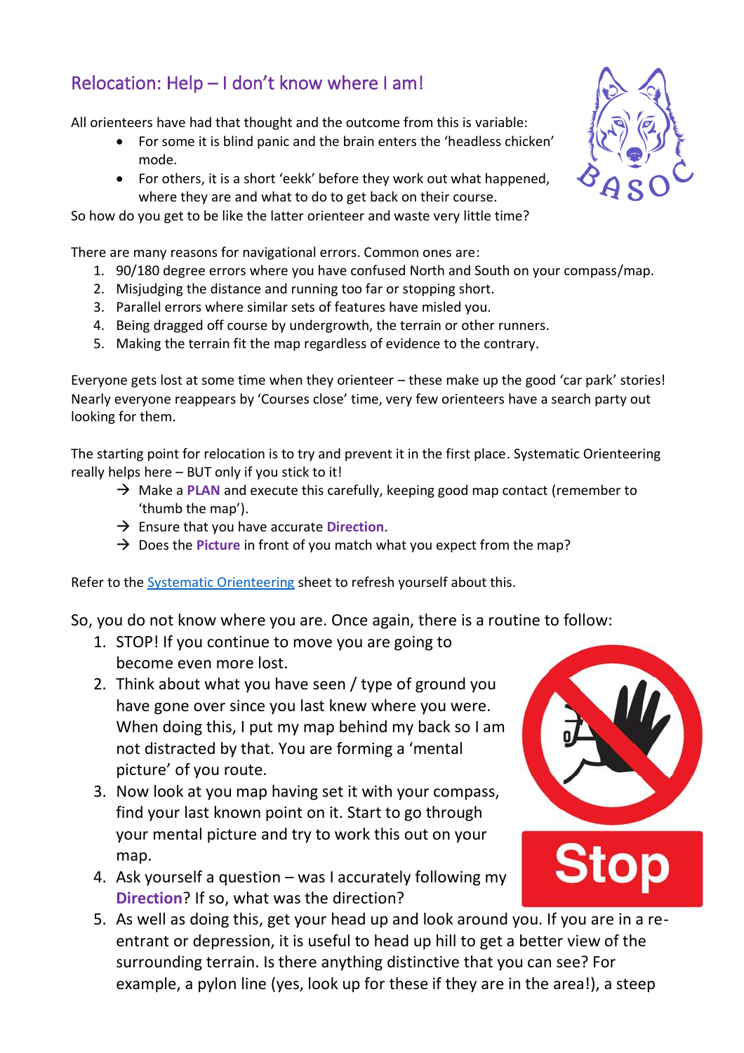## Relocation: Help – I don't know where I am!

All orienteers have had that thought and the outcome from this is variable:

- For some it is blind panic and the brain enters the 'headless chicken' mode.
- For others, it is a short 'eekk' before they work out what happened, where they are and what to do to get back on their course.

So how do you get to be like the latter orienteer and waste very little time?

There are many reasons for navigational errors. Common ones are:

1. 90/180 degree errors where you have confused North and South on your compass/map.
2. Misjudging the distance and running too far or stopping short.
3. Parallel errors where similar sets of features have misled you.
4. Being dragged off course by undergrowth, the terrain or other runners.
5. Making the terrain fit the map regardless of evidence to the contrary.

Everyone gets lost at some time when they orienteer – these make up the good 'car park' stories! Nearly everyone reappears by 'Courses close' time, very few orienteers have a search party out looking for them.

The starting point for relocation is to try and prevent it in the first place. Systematic Orienteering really helps here – BUT only if you stick to it!

→ Make a **PLAN** and execute this carefully, keeping good map contact (remember to 'thumb the map').
→ Ensure that you have accurate **Direction**.
→ Does the **Picture** in front of you match what you expect from the map?

Refer to the [Systematic Orienteering](#) sheet to refresh yourself about this.

So, you do not know where you are. Once again, there is a routine to follow:

1. STOP! If you continue to move you are going to become even more lost.
2. Think about what you have seen / type of ground you have gone over since you last knew where you were. When doing this, I put my map behind my back so I am not distracted by that. You are forming a 'mental picture' of you route.
3. Now look at you map having set it with your compass, find your last known point on it. Start to go through your mental picture and try to work this out on your map.
4. Ask yourself a question – was I accurately following my **Direction**? If so, what was the direction?
5. As well as doing this, get your head up and look around you. If you are in a re-entrant or depression, it is useful to head up hill to get a better view of the surrounding terrain. Is there anything distinctive that you can see? For example, a pylon line (yes, look up for these if they are in the area!), a steep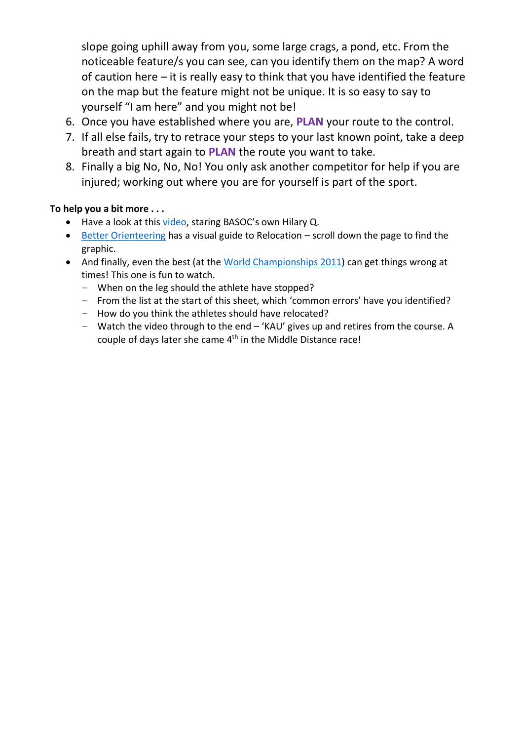slope going uphill away from you, some large crags, a pond, etc. From the noticeable feature/s you can see, can you identify them on the map? A word of caution here – it is really easy to think that you have identified the feature on the map but the feature might not be unique. It is so easy to say to yourself "I am here" and you might not be!

6. Once you have established where you are, **PLAN** your route to the control.
7. If all else fails, try to retrace your steps to your last known point, take a deep breath and start again to **PLAN** the route you want to take.
8. Finally a big No, No, No! You only ask another competitor for help if you are injured; working out where you are for yourself is part of the sport.

**To help you a bit more . . .**

- Have a look at this video, staring BASOC's own Hilary Q.
- Better Orienteering has a visual guide to Relocation – scroll down the page to find the graphic.
- And finally, even the best (at the World Championships 2011) can get things wrong at times! This one is fun to watch.
  - When on the leg should the athlete have stopped?
  - From the list at the start of this sheet, which 'common errors' have you identified?
  - How do you think the athletes should have relocated?
  - Watch the video through to the end – 'KAU' gives up and retires from the course. A couple of days later she came 4th in the Middle Distance race!